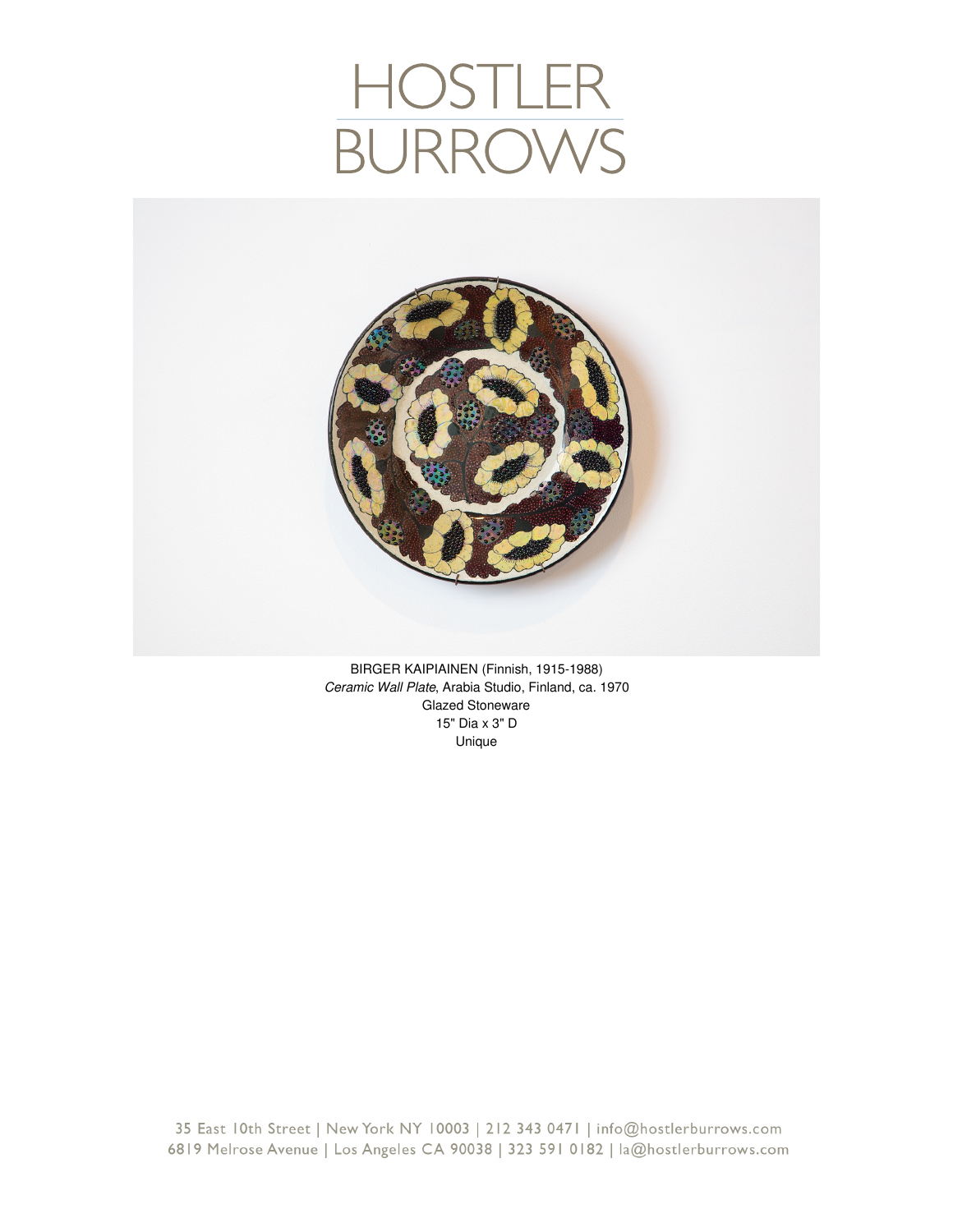# HOSTLER BURROWS

BIRGER KAIPIAINEN (Finnish, 1915-1988)
*Ceramic Wall Plate*, Arabia Studio, Finland, ca. 1970
Glazed Stoneware
15" Dia x 3" D
Unique

35 East 10th Street | New York NY 10003 | 212 343 0471 | info@hostlerburrows.com
6819 Melrose Avenue | Los Angeles CA 90038 | 323 591 0182 | la@hostlerburrows.com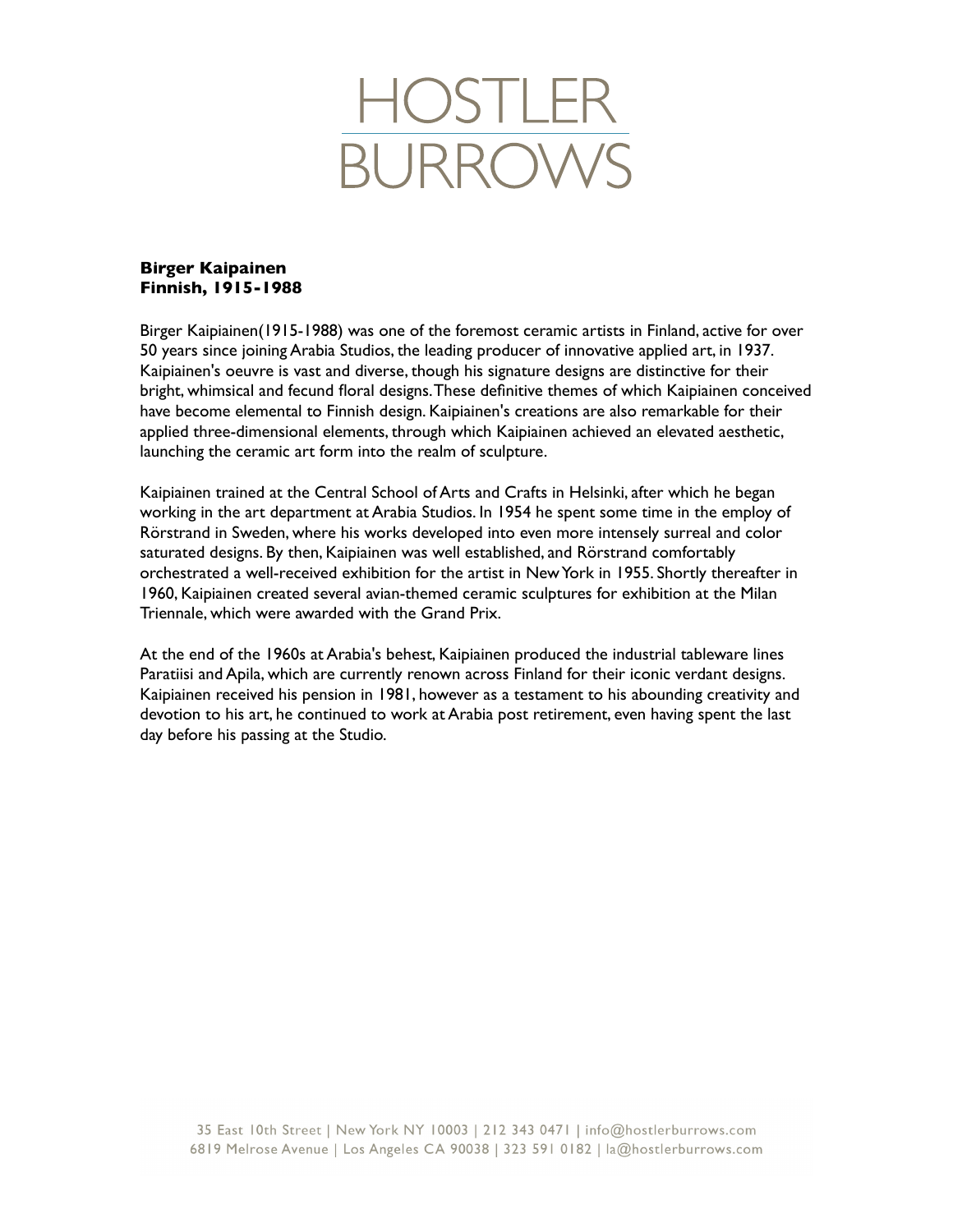# HOSTLER BURROWS

**Birger Kaipainen**
**Finnish, 1915-1988**

Birger Kaipiainen(1915-1988) was one of the foremost ceramic artists in Finland, active for over 50 years since joining Arabia Studios, the leading producer of innovative applied art, in 1937. Kaipiainen's oeuvre is vast and diverse, though his signature designs are distinctive for their bright, whimsical and fecund floral designs. These definitive themes of which Kaipiainen conceived have become elemental to Finnish design. Kaipiainen's creations are also remarkable for their applied three-dimensional elements, through which Kaipiainen achieved an elevated aesthetic, launching the ceramic art form into the realm of sculpture.

Kaipiainen trained at the Central School of Arts and Crafts in Helsinki, after which he began working in the art department at Arabia Studios. In 1954 he spent some time in the employ of Rörstrand in Sweden, where his works developed into even more intensely surreal and color saturated designs. By then, Kaipiainen was well established, and Rörstrand comfortably orchestrated a well-received exhibition for the artist in New York in 1955. Shortly thereafter in 1960, Kaipiainen created several avian-themed ceramic sculptures for exhibition at the Milan Triennale, which were awarded with the Grand Prix.

At the end of the 1960s at Arabia's behest, Kaipiainen produced the industrial tableware lines Paratiisi and Apila, which are currently renown across Finland for their iconic verdant designs. Kaipiainen received his pension in 1981, however as a testament to his abounding creativity and devotion to his art, he continued to work at Arabia post retirement, even having spent the last day before his passing at the Studio.

35 East 10th Street | New York NY 10003 | 212 343 0471 | info@hostlerburrows.com
6819 Melrose Avenue | Los Angeles CA 90038 | 323 591 0182 | la@hostlerburrows.com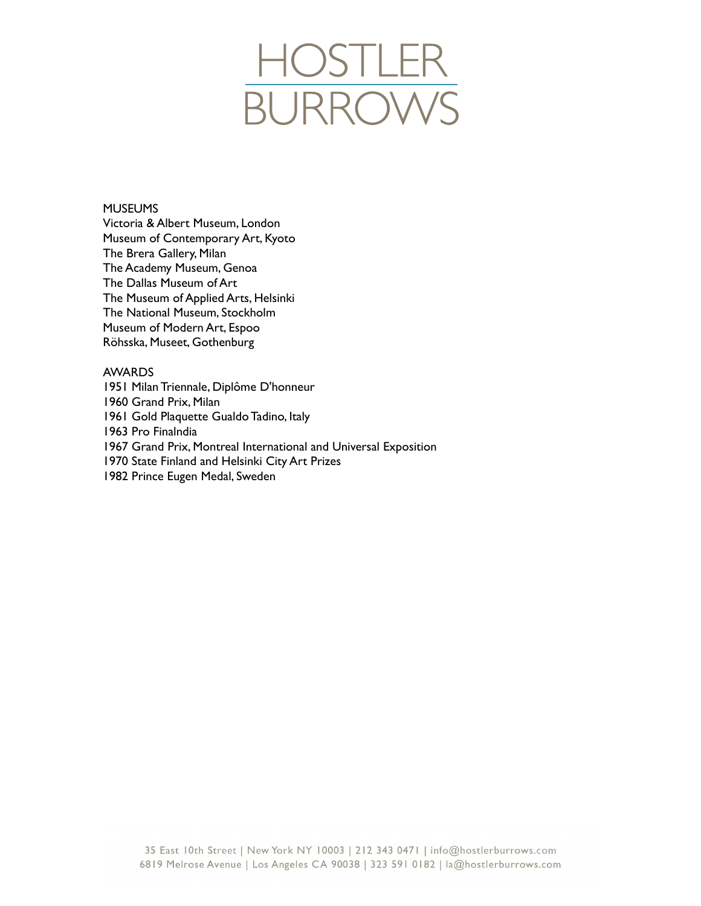## MUSEUMS

Victoria & Albert Museum, London
Museum of Contemporary Art, Kyoto
The Brera Gallery, Milan
The Academy Museum, Genoa
The Dallas Museum of Art
The Museum of Applied Arts, Helsinki
The National Museum, Stockholm
Museum of Modern Art, Espoo
Röhsska, Museet, Gothenburg

## AWARDS

1951 Milan Triennale, Diplôme D'honneur
1960 Grand Prix, Milan
1961 Gold Plaquette Gualdo Tadino, Italy
1963 Pro Finalndia
1967 Grand Prix, Montreal International and Universal Exposition
1970 State Finland and Helsinki City Art Prizes
1982 Prince Eugen Medal, Sweden